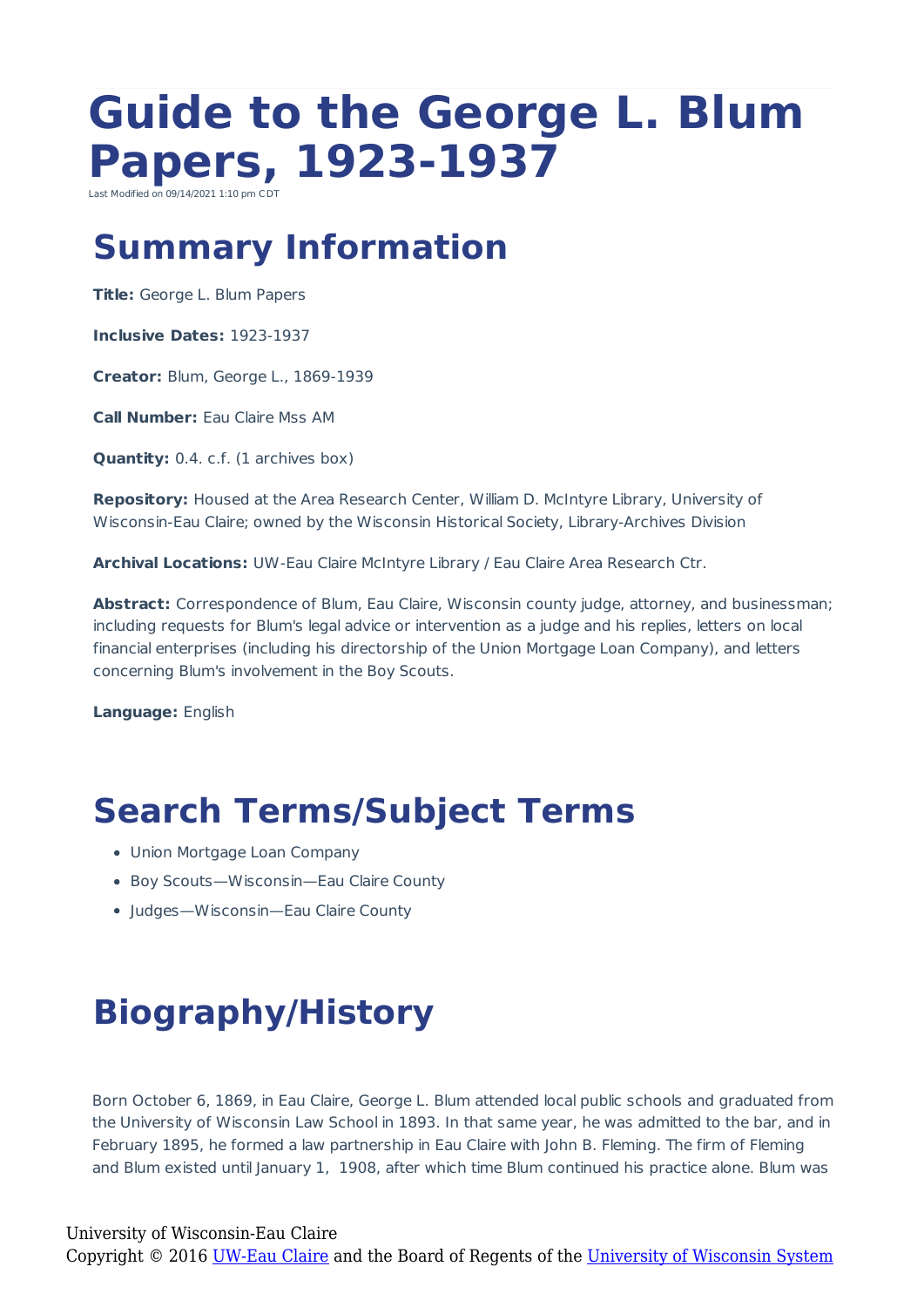# Guide to the George L. Blum Papers, 1923-1937

Last Modified on 09/14/2021 1:10 pm CDT

## Summary Information

**Title:** George L. Blum Papers

**Inclusive Dates:** 1923-1937

**Creator:** Blum, George L., 1869-1939

**Call Number:** Eau Claire Mss AM

**Quantity:** 0.4. c.f. (1 archives box)

**Repository:** Housed at the Area Research Center, William D. McIntyre Library, University of Wisconsin-Eau Claire; owned by the Wisconsin Historical Society, Library-Archives Division

**Archival Locations:** UW-Eau Claire McIntyre Library / Eau Claire Area Research Ctr.

**Abstract:** Correspondence of Blum, Eau Claire, Wisconsin county judge, attorney, and businessman; including requests for Blum's legal advice or intervention as a judge and his replies, letters on local financial enterprises (including his directorship of the Union Mortgage Loan Company), and letters concerning Blum's involvement in the Boy Scouts.

**Language:** English

## Search Terms/Subject Terms

- Union Mortgage Loan Company
- Boy Scouts—Wisconsin—Eau Claire County
- Judges—Wisconsin—Eau Claire County

## Biography/History

Born October 6, 1869, in Eau Claire, George L. Blum attended local public schools and graduated from the University of Wisconsin Law School in 1893. In that same year, he was admitted to the bar, and in February 1895, he formed a law partnership in Eau Claire with John B. Fleming. The firm of Fleming and Blum existed until January 1, 1908, after which time Blum continued his practice alone. Blum was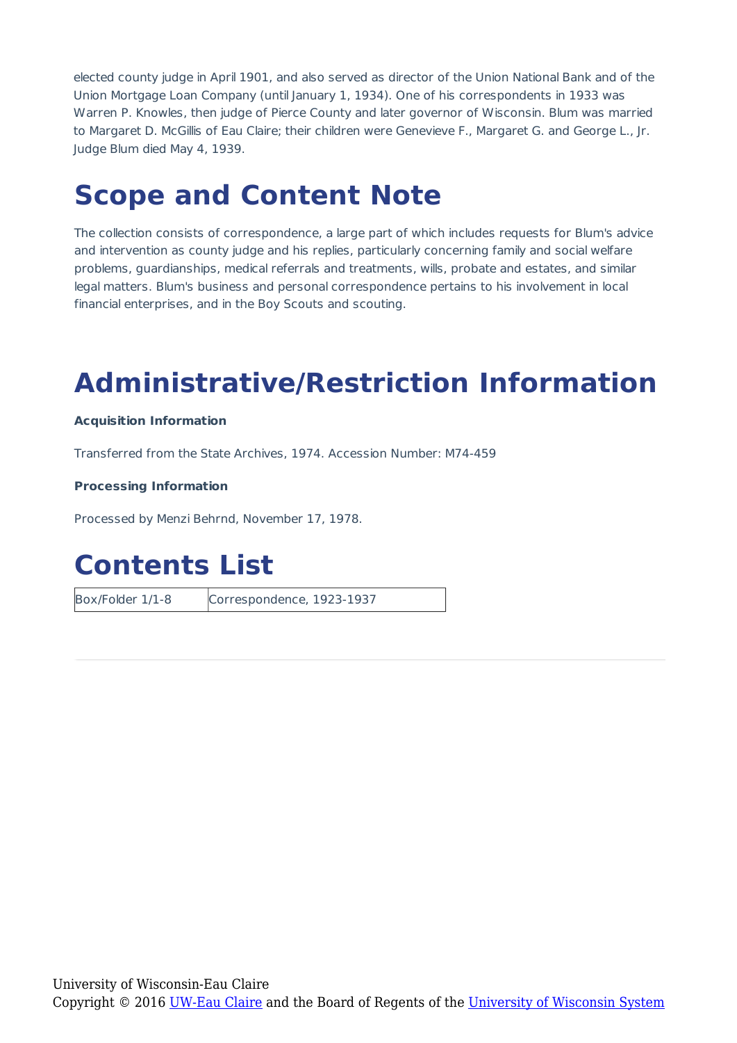elected county judge in April 1901, and also served as director of the Union National Bank and of the Union Mortgage Loan Company (until January 1, 1934). One of his correspondents in 1933 was Warren P. Knowles, then judge of Pierce County and later governor of Wisconsin. Blum was married to Margaret D. McGillis of Eau Claire; their children were Genevieve F., Margaret G. and George L., Jr. Judge Blum died May 4, 1939.

# Scope and Content Note

The collection consists of correspondence, a large part of which includes requests for Blum's advice and intervention as county judge and his replies, particularly concerning family and social welfare problems, guardianships, medical referrals and treatments, wills, probate and estates, and similar legal matters. Blum's business and personal correspondence pertains to his involvement in local financial enterprises, and in the Boy Scouts and scouting.

# Administrative/Restriction Information

**Acquisition Information**

Transferred from the State Archives, 1974. Accession Number: M74-459

**Processing Information**

Processed by Menzi Behrnd, November 17, 1978.

# Contents List

| | |
|---|---|
| Box/Folder 1/1-8 | Correspondence, 1923-1937 |

University of Wisconsin-Eau Claire
Copyright © 2016 UW-Eau Claire and the Board of Regents of the University of Wisconsin System